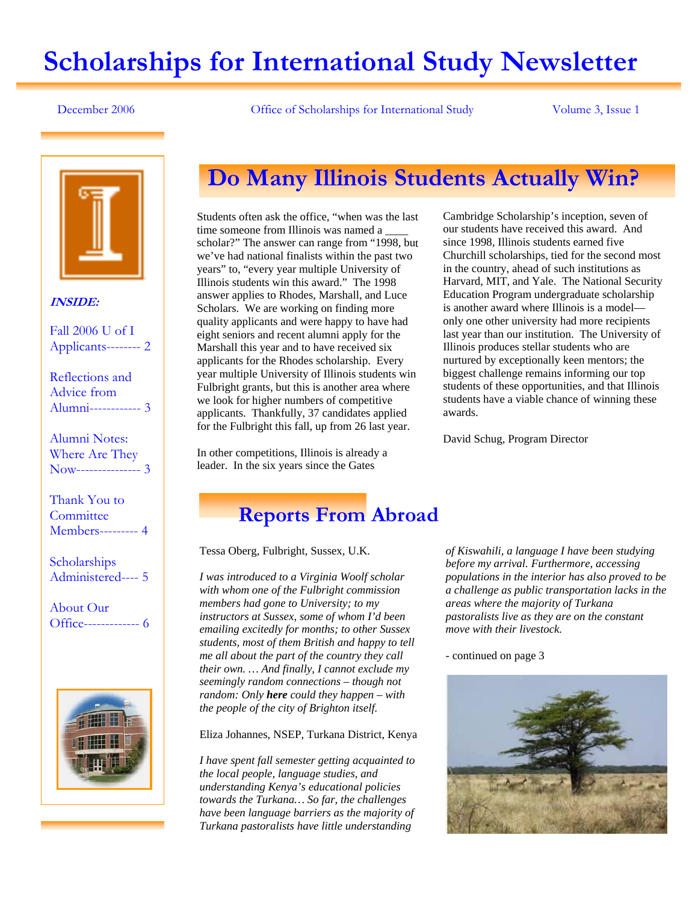# Scholarships for International Study Newsletter

December 2006 — Office of Scholarships for International Study — Volume 3, Issue 1

***INSIDE:***

- Fall 2006 U of I Applicants-------- 2
- Reflections and Advice from Alumni------------ 3
- Alumni Notes: Where Are They Now--------------- 3
- Thank You to Committee Members--------- 4
- Scholarships Administered---- 5
- About Our Office------------- 6

## Do Many Illinois Students Actually Win?

Students often ask the office, "when was the last time someone from Illinois was named a ____ scholar?" The answer can range from "1998, but we've had national finalists within the past two years" to, "every year multiple University of Illinois students win this award." The 1998 answer applies to Rhodes, Marshall, and Luce Scholars. We are working on finding more quality applicants and were happy to have had eight seniors and recent alumni apply for the Marshall this year and to have received six applicants for the Rhodes scholarship. Every year multiple University of Illinois students win Fulbright grants, but this is another area where we look for higher numbers of competitive applicants. Thankfully, 37 candidates applied for the Fulbright this fall, up from 26 last year.

In other competitions, Illinois is already a leader. In the six years since the Gates Cambridge Scholarship's inception, seven of our students have received this award. And since 1998, Illinois students earned five Churchill scholarships, tied for the second most in the country, ahead of such institutions as Harvard, MIT, and Yale. The National Security Education Program undergraduate scholarship is another award where Illinois is a model—only one other university had more recipients last year than our institution. The University of Illinois produces stellar students who are nurtured by exceptionally keen mentors; the biggest challenge remains informing our top students of these opportunities, and that Illinois students have a viable chance of winning these awards.

David Schug, Program Director

## Reports From Abroad

Tessa Oberg, Fulbright, Sussex, U.K.

*I was introduced to a Virginia Woolf scholar with whom one of the Fulbright commission members had gone to University; to my instructors at Sussex, some of whom I'd been emailing excitedly for months; to other Sussex students, most of them British and happy to tell me all about the part of the country they call their own. … And finally, I cannot exclude my seemingly random connections – though not random: Only **here** could they happen – with the people of the city of Brighton itself.*

Eliza Johannes, NSEP, Turkana District, Kenya

*I have spent fall semester getting acquainted to the local people, language studies, and understanding Kenya's educational policies towards the Turkana… So far, the challenges have been language barriers as the majority of Turkana pastoralists have little understanding of Kiswahili, a language I have been studying before my arrival. Furthermore, accessing populations in the interior has also proved to be a challenge as public transportation lacks in the areas where the majority of Turkana pastoralists live as they are on the constant move with their livestock.*

- continued on page 3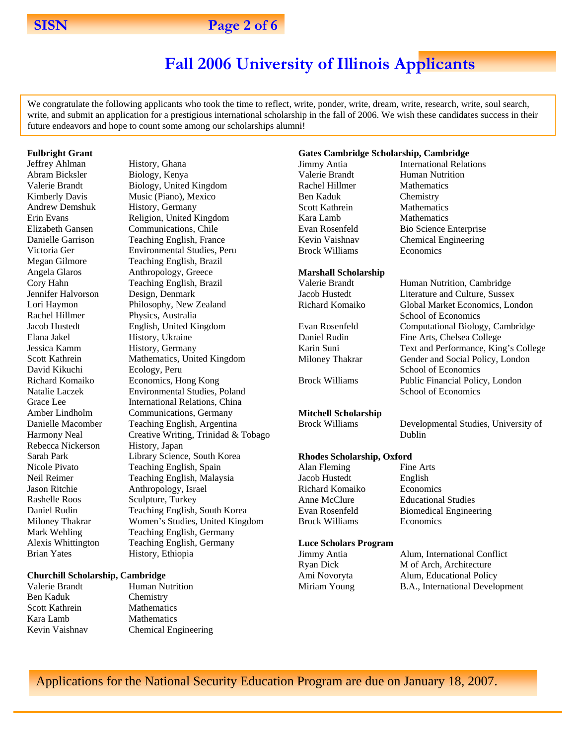# Fall 2006 University of Illinois Applicants

We congratulate the following applicants who took the time to reflect, write, ponder, write, dream, write, research, write, soul search, write, and submit an application for a prestigious international scholarship in the fall of 2006. We wish these candidates success in their future endeavors and hope to count some among our scholarships alumni!

**Fulbright Grant**

| Name | Field, Country |
|---|---|
| Jeffrey Ahlman | History, Ghana |
| Abram Bicksler | Biology, Kenya |
| Valerie Brandt | Biology, United Kingdom |
| Kimberly Davis | Music (Piano), Mexico |
| Andrew Demshuk | History, Germany |
| Erin Evans | Religion, United Kingdom |
| Elizabeth Gansen | Communications, Chile |
| Danielle Garrison | Teaching English, France |
| Victoria Ger | Environmental Studies, Peru |
| Megan Gilmore | Teaching English, Brazil |
| Angela Glaros | Anthropology, Greece |
| Cory Hahn | Teaching English, Brazil |
| Jennifer Halvorson | Design, Denmark |
| Lori Haymon | Philosophy, New Zealand |
| Rachel Hillmer | Physics, Australia |
| Jacob Hustedt | English, United Kingdom |
| Elana Jakel | History, Ukraine |
| Jessica Kamm | History, Germany |
| Scott Kathrein | Mathematics, United Kingdom |
| David Kikuchi | Ecology, Peru |
| Richard Komaiko | Economics, Hong Kong |
| Natalie Laczek | Environmental Studies, Poland |
| Grace Lee | International Relations, China |
| Amber Lindholm | Communications, Germany |
| Danielle Macomber | Teaching English, Argentina |
| Harmony Neal | Creative Writing, Trinidad & Tobago |
| Rebecca Nickerson | History, Japan |
| Sarah Park | Library Science, South Korea |
| Nicole Pivato | Teaching English, Spain |
| Neil Reimer | Teaching English, Malaysia |
| Jason Ritchie | Anthropology, Israel |
| Rashelle Roos | Sculpture, Turkey |
| Daniel Rudin | Teaching English, South Korea |
| Miloney Thakrar | Women's Studies, United Kingdom |
| Mark Wehling | Teaching English, Germany |
| Alexis Whittington | Teaching English, Germany |
| Brian Yates | History, Ethiopia |

**Churchill Scholarship, Cambridge**

| Name | Field |
|---|---|
| Valerie Brandt | Human Nutrition |
| Ben Kaduk | Chemistry |
| Scott Kathrein | Mathematics |
| Kara Lamb | Mathematics |
| Kevin Vaishnav | Chemical Engineering |

**Gates Cambridge Scholarship, Cambridge**

| Name | Field |
|---|---|
| Jimmy Antia | International Relations |
| Valerie Brandt | Human Nutrition |
| Rachel Hillmer | Mathematics |
| Ben Kaduk | Chemistry |
| Scott Kathrein | Mathematics |
| Kara Lamb | Mathematics |
| Evan Rosenfeld | Bio Science Enterprise |
| Kevin Vaishnav | Chemical Engineering |
| Brock Williams | Economics |

**Marshall Scholarship**

| Name | Field |
|---|---|
| Valerie Brandt | Human Nutrition, Cambridge |
| Jacob Hustedt | Literature and Culture, Sussex |
| Richard Komaiko | Global Market Economics, London School of Economics |
| Evan Rosenfeld | Computational Biology, Cambridge |
| Daniel Rudin | Fine Arts, Chelsea College |
| Karin Suni | Text and Performance, King's College |
| Miloney Thakrar | Gender and Social Policy, London School of Economics |
| Brock Williams | Public Financial Policy, London School of Economics |

**Mitchell Scholarship**

| Name | Field |
|---|---|
| Brock Williams | Developmental Studies, University of Dublin |

**Rhodes Scholarship, Oxford**

| Name | Field |
|---|---|
| Alan Fleming | Fine Arts |
| Jacob Hustedt | English |
| Richard Komaiko | Economics |
| Anne McClure | Educational Studies |
| Evan Rosenfeld | Biomedical Engineering |
| Brock Williams | Economics |

**Luce Scholars Program**

| Name | Field |
|---|---|
| Jimmy Antia | Alum, International Conflict |
| Ryan Dick | M of Arch, Architecture |
| Ami Novoryta | Alum, Educational Policy |
| Miriam Young | B.A., International Development |

Applications for the National Security Education Program are due on January 18, 2007.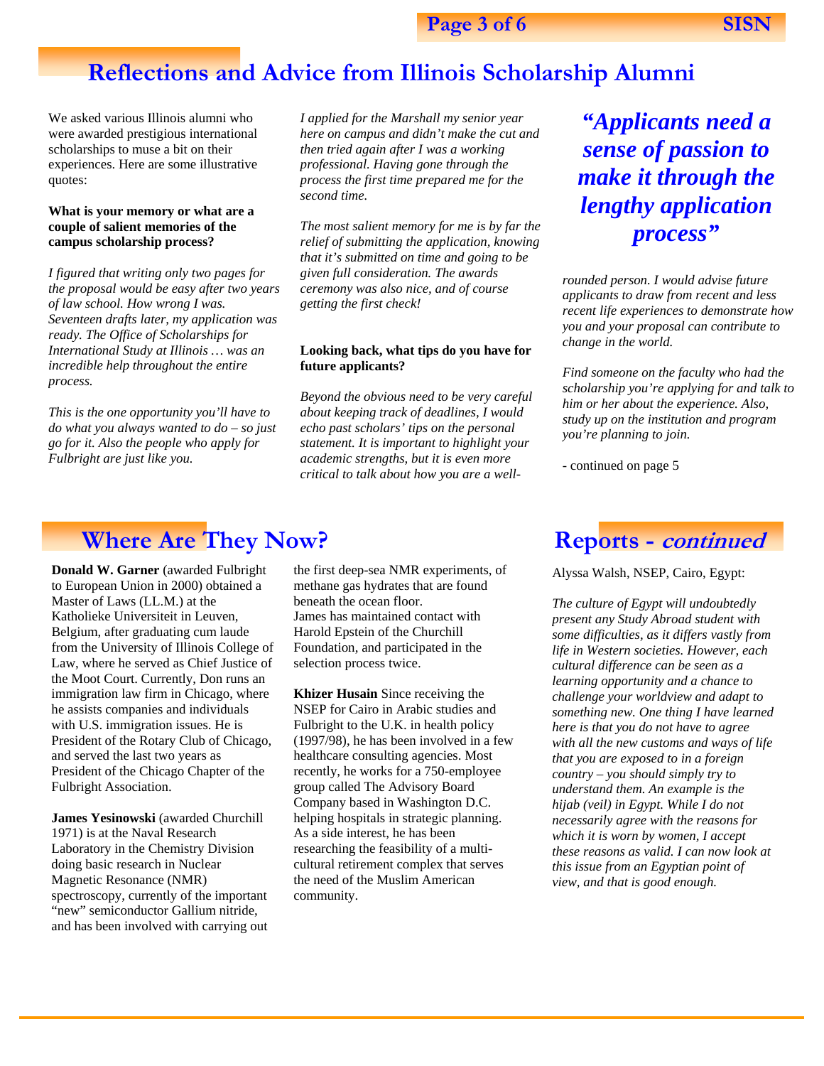## Reflections and Advice from Illinois Scholarship Alumni

We asked various Illinois alumni who were awarded prestigious international scholarships to muse a bit on their experiences. Here are some illustrative quotes:

**What is your memory or what are a couple of salient memories of the campus scholarship process?**

*I figured that writing only two pages for the proposal would be easy after two years of law school. How wrong I was. Seventeen drafts later, my application was ready. The Office of Scholarships for International Study at Illinois … was an incredible help throughout the entire process.*

*This is the one opportunity you'll have to do what you always wanted to do – so just go for it. Also the people who apply for Fulbright are just like you.*

*I applied for the Marshall my senior year here on campus and didn't make the cut and then tried again after I was a working professional. Having gone through the process the first time prepared me for the second time.*

*The most salient memory for me is by far the relief of submitting the application, knowing that it's submitted on time and going to be given full consideration. The awards ceremony was also nice, and of course getting the first check!*

**Looking back, what tips do you have for future applicants?**

*Beyond the obvious need to be very careful about keeping track of deadlines, I would echo past scholars' tips on the personal statement. It is important to highlight your academic strengths, but it is even more critical to talk about how you are a well-rounded person. I would advise future applicants to draw from recent and less recent life experiences to demonstrate how you and your proposal can contribute to change in the world.*

> ***"Applicants need a sense of passion to make it through the lengthy application process"***

*Find someone on the faculty who had the scholarship you're applying for and talk to him or her about the experience. Also, study up on the institution and program you're planning to join.*

- continued on page 5

## Where Are They Now?

**Donald W. Garner** (awarded Fulbright to European Union in 2000) obtained a Master of Laws (LL.M.) at the Katholieke Universiteit in Leuven, Belgium, after graduating cum laude from the University of Illinois College of Law, where he served as Chief Justice of the Moot Court. Currently, Don runs an immigration law firm in Chicago, where he assists companies and individuals with U.S. immigration issues. He is President of the Rotary Club of Chicago, and served the last two years as President of the Chicago Chapter of the Fulbright Association.

**James Yesinowski** (awarded Churchill 1971) is at the Naval Research Laboratory in the Chemistry Division doing basic research in Nuclear Magnetic Resonance (NMR) spectroscopy, currently of the important "new" semiconductor Gallium nitride, and has been involved with carrying out the first deep-sea NMR experiments, of methane gas hydrates that are found beneath the ocean floor. James has maintained contact with Harold Epstein of the Churchill Foundation, and participated in the selection process twice.

**Khizer Husain** Since receiving the NSEP for Cairo in Arabic studies and Fulbright to the U.K. in health policy (1997/98), he has been involved in a few healthcare consulting agencies. Most recently, he works for a 750-employee group called The Advisory Board Company based in Washington D.C. helping hospitals in strategic planning. As a side interest, he has been researching the feasibility of a multi-cultural retirement complex that serves the need of the Muslim American community.

## Reports - *continued*

Alyssa Walsh, NSEP, Cairo, Egypt:

*The culture of Egypt will undoubtedly present any Study Abroad student with some difficulties, as it differs vastly from life in Western societies. However, each cultural difference can be seen as a learning opportunity and a chance to challenge your worldview and adapt to something new. One thing I have learned here is that you do not have to agree with all the new customs and ways of life that you are exposed to in a foreign country – you should simply try to understand them. An example is the hijab (veil) in Egypt. While I do not necessarily agree with the reasons for which it is worn by women, I accept these reasons as valid. I can now look at this issue from an Egyptian point of view, and that is good enough.*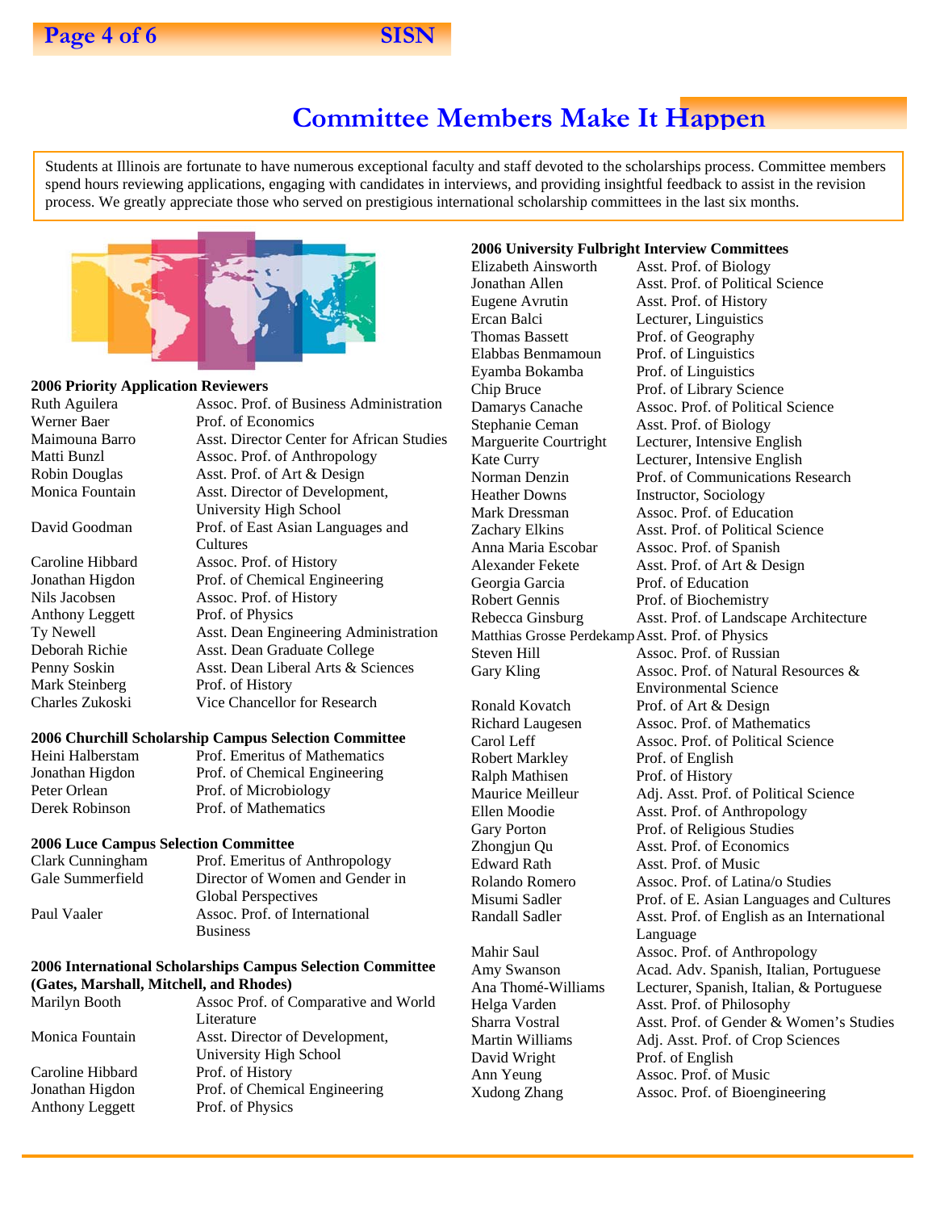# Committee Members Make It Happen

Students at Illinois are fortunate to have numerous exceptional faculty and staff devoted to the scholarships process. Committee members spend hours reviewing applications, engaging with candidates in interviews, and providing insightful feedback to assist in the revision process. We greatly appreciate those who served on prestigious international scholarship committees in the last six months.

### 2006 Priority Application Reviewers

| Name | Title |
|---|---|
| Ruth Aguilera | Assoc. Prof. of Business Administration |
| Werner Baer | Prof. of Economics |
| Maimouna Barro | Asst. Director Center for African Studies |
| Matti Bunzl | Assoc. Prof. of Anthropology |
| Robin Douglas | Asst. Prof. of Art & Design |
| Monica Fountain | Asst. Director of Development, University High School |
| David Goodman | Prof. of East Asian Languages and Cultures |
| Caroline Hibbard | Assoc. Prof. of History |
| Jonathan Higdon | Prof. of Chemical Engineering |
| Nils Jacobsen | Assoc. Prof. of History |
| Anthony Leggett | Prof. of Physics |
| Ty Newell | Asst. Dean Engineering Administration |
| Deborah Richie | Asst. Dean Graduate College |
| Penny Soskin | Asst. Dean Liberal Arts & Sciences |
| Mark Steinberg | Prof. of History |
| Charles Zukoski | Vice Chancellor for Research |

### 2006 Churchill Scholarship Campus Selection Committee

| Name | Title |
|---|---|
| Heini Halberstam | Prof. Emeritus of Mathematics |
| Jonathan Higdon | Prof. of Chemical Engineering |
| Peter Orlean | Prof. of Microbiology |
| Derek Robinson | Prof. of Mathematics |

### 2006 Luce Campus Selection Committee

| Name | Title |
|---|---|
| Clark Cunningham | Prof. Emeritus of Anthropology |
| Gale Summerfield | Director of Women and Gender in Global Perspectives |
| Paul Vaaler | Assoc. Prof. of International Business |

### 2006 International Scholarships Campus Selection Committee (Gates, Marshall, Mitchell, and Rhodes)

| Name | Title |
|---|---|
| Marilyn Booth | Assoc Prof. of Comparative and World Literature |
| Monica Fountain | Asst. Director of Development, University High School |
| Caroline Hibbard | Prof. of History |
| Jonathan Higdon | Prof. of Chemical Engineering |
| Anthony Leggett | Prof. of Physics |

### 2006 University Fulbright Interview Committees

| Name | Title |
|---|---|
| Elizabeth Ainsworth | Asst. Prof. of Biology |
| Jonathan Allen | Asst. Prof. of Political Science |
| Eugene Avrutin | Asst. Prof. of History |
| Ercan Balci | Lecturer, Linguistics |
| Thomas Bassett | Prof. of Geography |
| Elabbas Benmamoun | Prof. of Linguistics |
| Eyamba Bokamba | Prof. of Linguistics |
| Chip Bruce | Prof. of Library Science |
| Damarys Canache | Assoc. Prof. of Political Science |
| Stephanie Ceman | Asst. Prof. of Biology |
| Marguerite Courtright | Lecturer, Intensive English |
| Kate Curry | Lecturer, Intensive English |
| Norman Denzin | Prof. of Communications Research |
| Heather Downs | Instructor, Sociology |
| Mark Dressman | Assoc. Prof. of Education |
| Zachary Elkins | Asst. Prof. of Political Science |
| Anna Maria Escobar | Assoc. Prof. of Spanish |
| Alexander Fekete | Asst. Prof. of Art & Design |
| Georgia Garcia | Prof. of Education |
| Robert Gennis | Prof. of Biochemistry |
| Rebecca Ginsburg | Asst. Prof. of Landscape Architecture |
| Matthias Grosse Perdekamp | Asst. Prof. of Physics |
| Steven Hill | Assoc. Prof. of Russian |
| Gary Kling | Assoc. Prof. of Natural Resources & Environmental Science |
| Ronald Kovatch | Prof. of Art & Design |
| Richard Laugesen | Assoc. Prof. of Mathematics |
| Carol Leff | Assoc. Prof. of Political Science |
| Robert Markley | Prof. of English |
| Ralph Mathisen | Prof. of History |
| Maurice Meilleur | Adj. Asst. Prof. of Political Science |
| Ellen Moodie | Asst. Prof. of Anthropology |
| Gary Porton | Prof. of Religious Studies |
| Zhongjun Qu | Asst. Prof. of Economics |
| Edward Rath | Asst. Prof. of Music |
| Rolando Romero | Assoc. Prof. of Latina/o Studies |
| Misumi Sadler | Prof. of E. Asian Languages and Cultures |
| Randall Sadler | Asst. Prof. of English as an International Language |
| Mahir Saul | Assoc. Prof. of Anthropology |
| Amy Swanson | Acad. Adv. Spanish, Italian, Portuguese |
| Ana Thomé-Williams | Lecturer, Spanish, Italian, & Portuguese |
| Helga Varden | Asst. Prof. of Philosophy |
| Sharra Vostral | Asst. Prof. of Gender & Women's Studies |
| Martin Williams | Adj. Asst. Prof. of Crop Sciences |
| David Wright | Prof. of English |
| Ann Yeung | Assoc. Prof. of Music |
| Xudong Zhang | Assoc. Prof. of Bioengineering |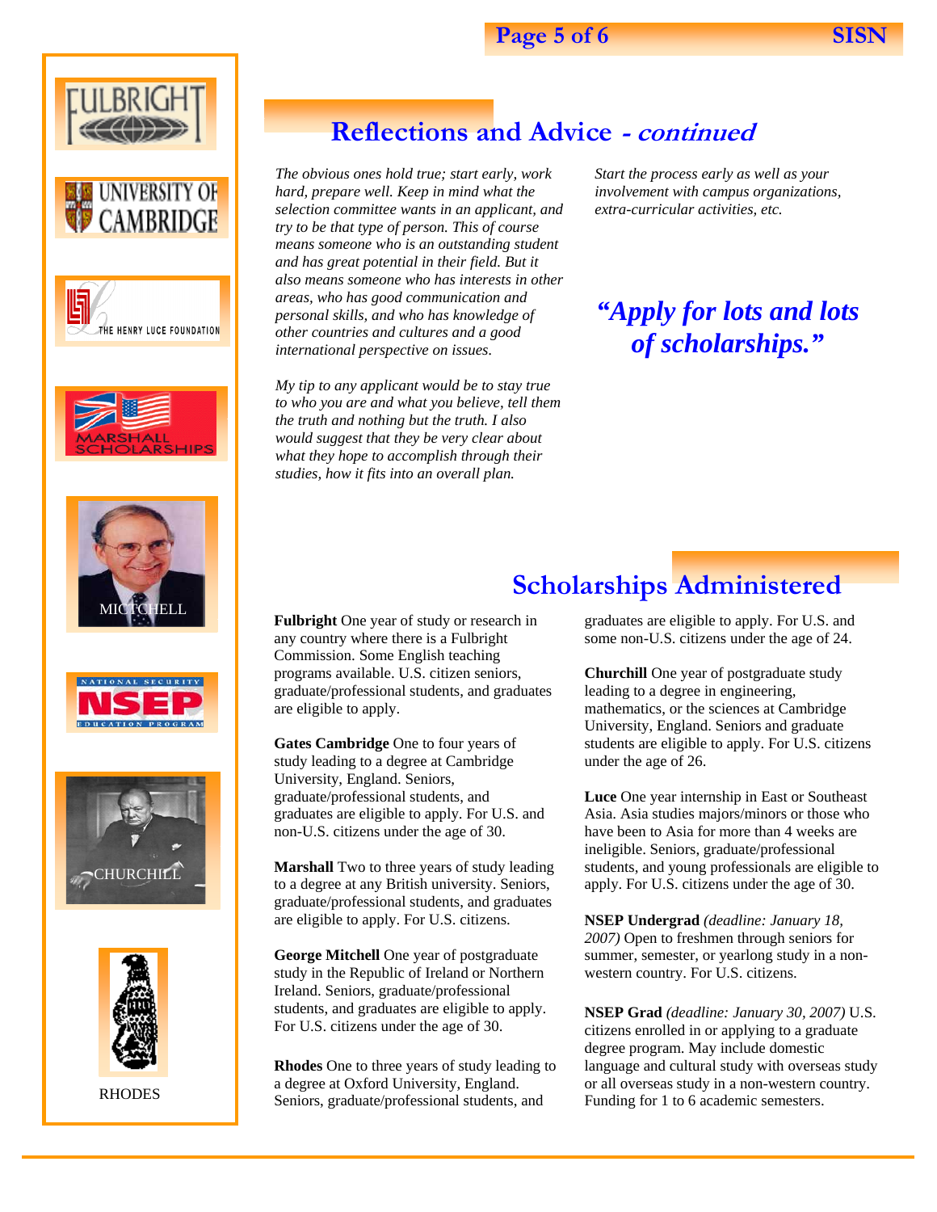## Reflections and Advice *- continued*

*The obvious ones hold true; start early, work hard, prepare well. Keep in mind what the selection committee wants in an applicant, and try to be that type of person. This of course means someone who is an outstanding student and has great potential in their field. But it also means someone who has interests in other areas, who has good communication and personal skills, and who has knowledge of other countries and cultures and a good international perspective on issues.*

*My tip to any applicant would be to stay true to who you are and what you believe, tell them the truth and nothing but the truth. I also would suggest that they be very clear about what they hope to accomplish through their studies, how it fits into an overall plan.*

*Start the process early as well as your involvement with campus organizations, extra-curricular activities, etc.*

> ***"Apply for lots and lots of scholarships."***

## Scholarships Administered

**Fulbright** One year of study or research in any country where there is a Fulbright Commission. Some English teaching programs available. U.S. citizen seniors, graduate/professional students, and graduates are eligible to apply.

**Gates Cambridge** One to four years of study leading to a degree at Cambridge University, England. Seniors, graduate/professional students, and graduates are eligible to apply. For U.S. and non-U.S. citizens under the age of 30.

**Marshall** Two to three years of study leading to a degree at any British university. Seniors, graduate/professional students, and graduates are eligible to apply. For U.S. citizens.

**George Mitchell** One year of postgraduate study in the Republic of Ireland or Northern Ireland. Seniors, graduate/professional students, and graduates are eligible to apply. For U.S. citizens under the age of 30.

**Rhodes** One to three years of study leading to a degree at Oxford University, England. Seniors, graduate/professional students, and graduates are eligible to apply. For U.S. and some non-U.S. citizens under the age of 24.

**Churchill** One year of postgraduate study leading to a degree in engineering, mathematics, or the sciences at Cambridge University, England. Seniors and graduate students are eligible to apply. For U.S. citizens under the age of 26.

**Luce** One year internship in East or Southeast Asia. Asia studies majors/minors or those who have been to Asia for more than 4 weeks are ineligible. Seniors, graduate/professional students, and young professionals are eligible to apply. For U.S. citizens under the age of 30.

**NSEP Undergrad** *(deadline: January 18, 2007)* Open to freshmen through seniors for summer, semester, or yearlong study in a non-western country. For U.S. citizens.

**NSEP Grad** *(deadline: January 30, 2007)* U.S. citizens enrolled in or applying to a graduate degree program. May include domestic language and cultural study with overseas study or all overseas study in a non-western country. Funding for 1 to 6 academic semesters.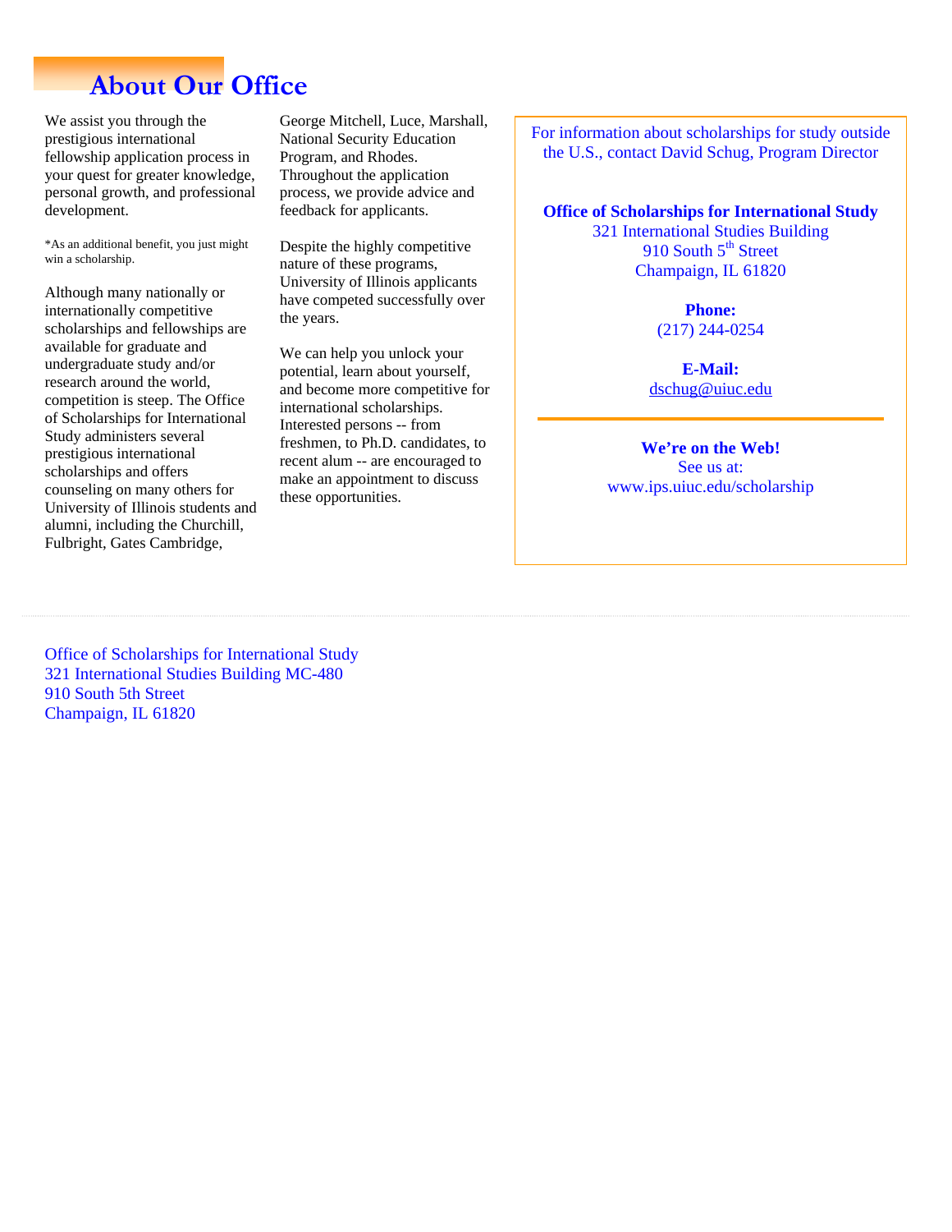# About Our Office

We assist you through the prestigious international fellowship application process in your quest for greater knowledge, personal growth, and professional development.

*As an additional benefit, you just might win a scholarship.

Although many nationally or internationally competitive scholarships and fellowships are available for graduate and undergraduate study and/or research around the world, competition is steep. The Office of Scholarships for International Study administers several prestigious international scholarships and offers counseling on many others for University of Illinois students and alumni, including the Churchill, Fulbright, Gates Cambridge, George Mitchell, Luce, Marshall, National Security Education Program, and Rhodes. Throughout the application process, we provide advice and feedback for applicants.

Despite the highly competitive nature of these programs, University of Illinois applicants have competed successfully over the years.

We can help you unlock your potential, learn about yourself, and become more competitive for international scholarships. Interested persons -- from freshmen, to Ph.D. candidates, to recent alum -- are encouraged to make an appointment to discuss these opportunities.

For information about scholarships for study outside the U.S., contact David Schug, Program Director

**Office of Scholarships for International Study**
321 International Studies Building
910 South 5th Street
Champaign, IL 61820

**Phone:**
(217) 244-0254

**E-Mail:**
dschug@uiuc.edu

**We're on the Web!**
See us at:
www.ips.uiuc.edu/scholarship

---

Office of Scholarships for International Study
321 International Studies Building MC-480
910 South 5th Street
Champaign, IL 61820